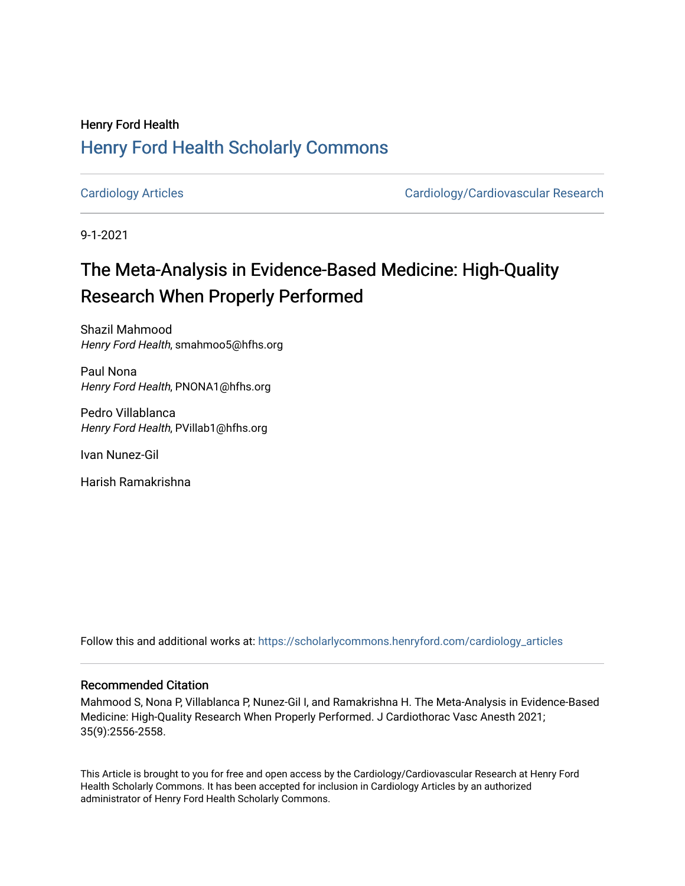Henry Ford Health

# Henry Ford Health Scholarly Commons

Cardiology Articles | Cardiology/Cardiovascular Research

9-1-2021

# The Meta-Analysis in Evidence-Based Medicine: High-Quality Research When Properly Performed

Shazil Mahmood
*Henry Ford Health*, smahmoo5@hfhs.org

Paul Nona
*Henry Ford Health*, PNONA1@hfhs.org

Pedro Villablanca
*Henry Ford Health*, PVillab1@hfhs.org

Ivan Nunez-Gil

Harish Ramakrishna

Follow this and additional works at: https://scholarlycommons.henryford.com/cardiology_articles

## Recommended Citation

Mahmood S, Nona P, Villablanca P, Nunez-Gil I, and Ramakrishna H. The Meta-Analysis in Evidence-Based Medicine: High-Quality Research When Properly Performed. J Cardiothorac Vasc Anesth 2021; 35(9):2556-2558.

This Article is brought to you for free and open access by the Cardiology/Cardiovascular Research at Henry Ford Health Scholarly Commons. It has been accepted for inclusion in Cardiology Articles by an authorized administrator of Henry Ford Health Scholarly Commons.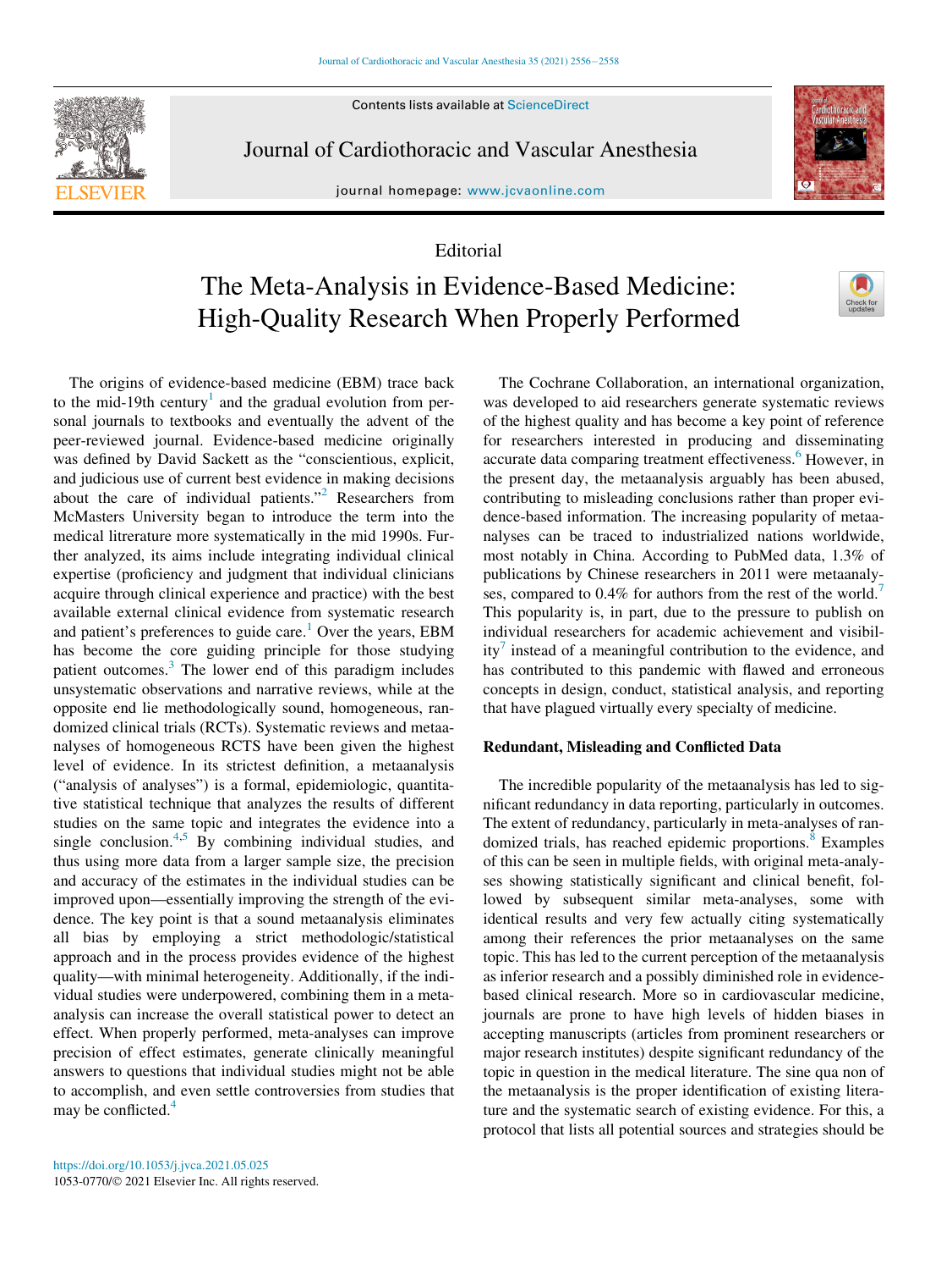Editorial

# The Meta-Analysis in Evidence-Based Medicine: High-Quality Research When Properly Performed

The origins of evidence-based medicine (EBM) trace back to the mid-19th century[1] and the gradual evolution from personal journals to textbooks and eventually the advent of the peer-reviewed journal. Evidence-based medicine originally was defined by David Sackett as the "conscientious, explicit, and judicious use of current best evidence in making decisions about the care of individual patients."[2] Researchers from McMasters University began to introduce the term into the medical litrerature more systematically in the mid 1990s. Further analyzed, its aims include integrating individual clinical expertise (proficiency and judgment that individual clinicians acquire through clinical experience and practice) with the best available external clinical evidence from systematic research and patient's preferences to guide care.[1] Over the years, EBM has become the core guiding principle for those studying patient outcomes.[3] The lower end of this paradigm includes unsystematic observations and narrative reviews, while at the opposite end lie methodologically sound, homogeneous, randomized clinical trials (RCTs). Systematic reviews and metaanalyses of homogeneous RCTS have been given the highest level of evidence. In its strictest definition, a metaanalysis ("analysis of analyses") is a formal, epidemiologic, quantitative statistical technique that analyzes the results of different studies on the same topic and integrates the evidence into a single conclusion.[4,5] By combining individual studies, and thus using more data from a larger sample size, the precision and accuracy of the estimates in the individual studies can be improved upon—essentially improving the strength of the evidence. The key point is that a sound metaanalysis eliminates all bias by employing a strict methodologic/statistical approach and in the process provides evidence of the highest quality—with minimal heterogeneity. Additionally, if the individual studies were underpowered, combining them in a meta-analysis can increase the overall statistical power to detect an effect. When properly performed, meta-analyses can improve precision of effect estimates, generate clinically meaningful answers to questions that individual studies might not be able to accomplish, and even settle controversies from studies that may be conflicted.[4]

The Cochrane Collaboration, an international organization, was developed to aid researchers generate systematic reviews of the highest quality and has become a key point of reference for researchers interested in producing and disseminating accurate data comparing treatment effectiveness.[6] However, in the present day, the metaanalysis arguably has been abused, contributing to misleading conclusions rather than proper evidence-based information. The increasing popularity of metaanalyses can be traced to industrialized nations worldwide, most notably in China. According to PubMed data, 1.3% of publications by Chinese researchers in 2011 were metaanalyses, compared to 0.4% for authors from the rest of the world.[7] This popularity is, in part, due to the pressure to publish on individual researchers for academic achievement and visibility[7] instead of a meaningful contribution to the evidence, and has contributed to this pandemic with flawed and erroneous concepts in design, conduct, statistical analysis, and reporting that have plagued virtually every specialty of medicine.

## Redundant, Misleading and Conflicted Data

The incredible popularity of the metaanalysis has led to significant redundancy in data reporting, particularly in outcomes. The extent of redundancy, particularly in meta-analyses of randomized trials, has reached epidemic proportions.[8] Examples of this can be seen in multiple fields, with original meta-analyses showing statistically significant and clinical benefit, followed by subsequent similar meta-analyses, some with identical results and very few actually citing systematically among their references the prior metaanalyses on the same topic. This has led to the current perception of the metaanalysis as inferior research and a possibly diminished role in evidence-based clinical research. More so in cardiovascular medicine, journals are prone to have high levels of hidden biases in accepting manuscripts (articles from prominent researchers or major research institutes) despite significant redundancy of the topic in question in the medical literature. The sine qua non of the metaanalysis is the proper identification of existing literature and the systematic search of existing evidence. For this, a protocol that lists all potential sources and strategies should be

https://doi.org/10.1053/j.jvca.2021.05.025
1053-0770/© 2021 Elsevier Inc. All rights reserved.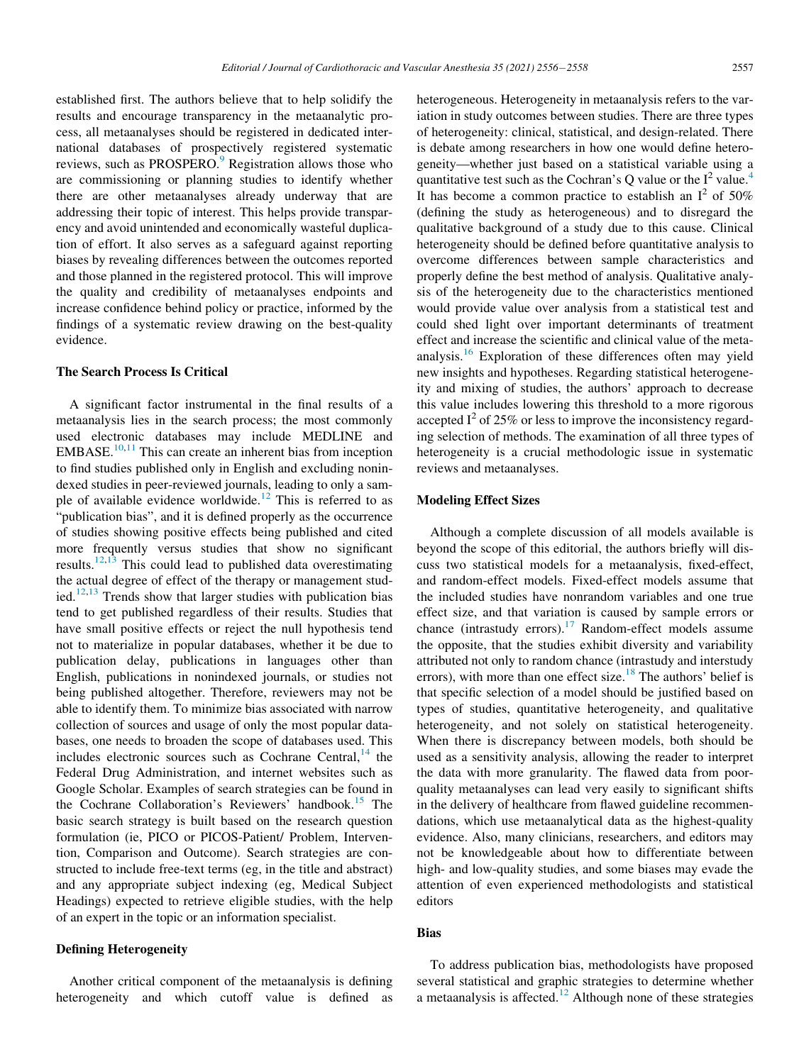established first. The authors believe that to help solidify the results and encourage transparency in the metaanalytic process, all metaanalyses should be registered in dedicated international databases of prospectively registered systematic reviews, such as PROSPERO.[9] Registration allows those who are commissioning or planning studies to identify whether there are other metaanalyses already underway that are addressing their topic of interest. This helps provide transparency and avoid unintended and economically wasteful duplication of effort. It also serves as a safeguard against reporting biases by revealing differences between the outcomes reported and those planned in the registered protocol. This will improve the quality and credibility of metaanalyses endpoints and increase confidence behind policy or practice, informed by the findings of a systematic review drawing on the best-quality evidence.

### The Search Process Is Critical

A significant factor instrumental in the final results of a metaanalysis lies in the search process; the most commonly used electronic databases may include MEDLINE and EMBASE.[10,11] This can create an inherent bias from inception to find studies published only in English and excluding nonindexed studies in peer-reviewed journals, leading to only a sample of available evidence worldwide.[12] This is referred to as "publication bias", and it is defined properly as the occurrence of studies showing positive effects being published and cited more frequently versus studies that show no significant results.[12,13] This could lead to published data overestimating the actual degree of effect of the therapy or management studied.[12,13] Trends show that larger studies with publication bias tend to get published regardless of their results. Studies that have small positive effects or reject the null hypothesis tend not to materialize in popular databases, whether it be due to publication delay, publications in languages other than English, publications in nonindexed journals, or studies not being published altogether. Therefore, reviewers may not be able to identify them. To minimize bias associated with narrow collection of sources and usage of only the most popular databases, one needs to broaden the scope of databases used. This includes electronic sources such as Cochrane Central,[14] the Federal Drug Administration, and internet websites such as Google Scholar. Examples of search strategies can be found in the Cochrane Collaboration's Reviewers' handbook.[15] The basic search strategy is built based on the research question formulation (ie, PICO or PICOS-Patient/ Problem, Intervention, Comparison and Outcome). Search strategies are constructed to include free-text terms (eg, in the title and abstract) and any appropriate subject indexing (eg, Medical Subject Headings) expected to retrieve eligible studies, with the help of an expert in the topic or an information specialist.

### Defining Heterogeneity

Another critical component of the metaanalysis is defining heterogeneity and which cutoff value is defined as heterogeneous. Heterogeneity in metaanalysis refers to the variation in study outcomes between studies. There are three types of heterogeneity: clinical, statistical, and design-related. There is debate among researchers in how one would define heterogeneity—whether just based on a statistical variable using a quantitative test such as the Cochran's Q value or the $I^2$ value.[4] It has become a common practice to establish an $I^2$ of 50% (defining the study as heterogeneous) and to disregard the qualitative background of a study due to this cause. Clinical heterogeneity should be defined before quantitative analysis to overcome differences between sample characteristics and properly define the best method of analysis. Qualitative analysis of the heterogeneity due to the characteristics mentioned would provide value over analysis from a statistical test and could shed light over important determinants of treatment effect and increase the scientific and clinical value of the metaanalysis.[16] Exploration of these differences often may yield new insights and hypotheses. Regarding statistical heterogeneity and mixing of studies, the authors' approach to decrease this value includes lowering this threshold to a more rigorous accepted $I^2$ of 25% or less to improve the inconsistency regarding selection of methods. The examination of all three types of heterogeneity is a crucial methodologic issue in systematic reviews and metaanalyses.

### Modeling Effect Sizes

Although a complete discussion of all models available is beyond the scope of this editorial, the authors briefly will discuss two statistical models for a metaanalysis, fixed-effect, and random-effect models. Fixed-effect models assume that the included studies have nonrandom variables and one true effect size, and that variation is caused by sample errors or chance (intrastudy errors).[17] Random-effect models assume the opposite, that the studies exhibit diversity and variability attributed not only to random chance (intrastudy and interstudy errors), with more than one effect size.[18] The authors' belief is that specific selection of a model should be justified based on types of studies, quantitative heterogeneity, and qualitative heterogeneity, and not solely on statistical heterogeneity. When there is discrepancy between models, both should be used as a sensitivity analysis, allowing the reader to interpret the data with more granularity. The flawed data from poor-quality metaanalyses can lead very easily to significant shifts in the delivery of healthcare from flawed guideline recommendations, which use metaanalytical data as the highest-quality evidence. Also, many clinicians, researchers, and editors may not be knowledgeable about how to differentiate between high- and low-quality studies, and some biases may evade the attention of even experienced methodologists and statistical editors

### Bias

To address publication bias, methodologists have proposed several statistical and graphic strategies to determine whether a metaanalysis is affected.[12] Although none of these strategies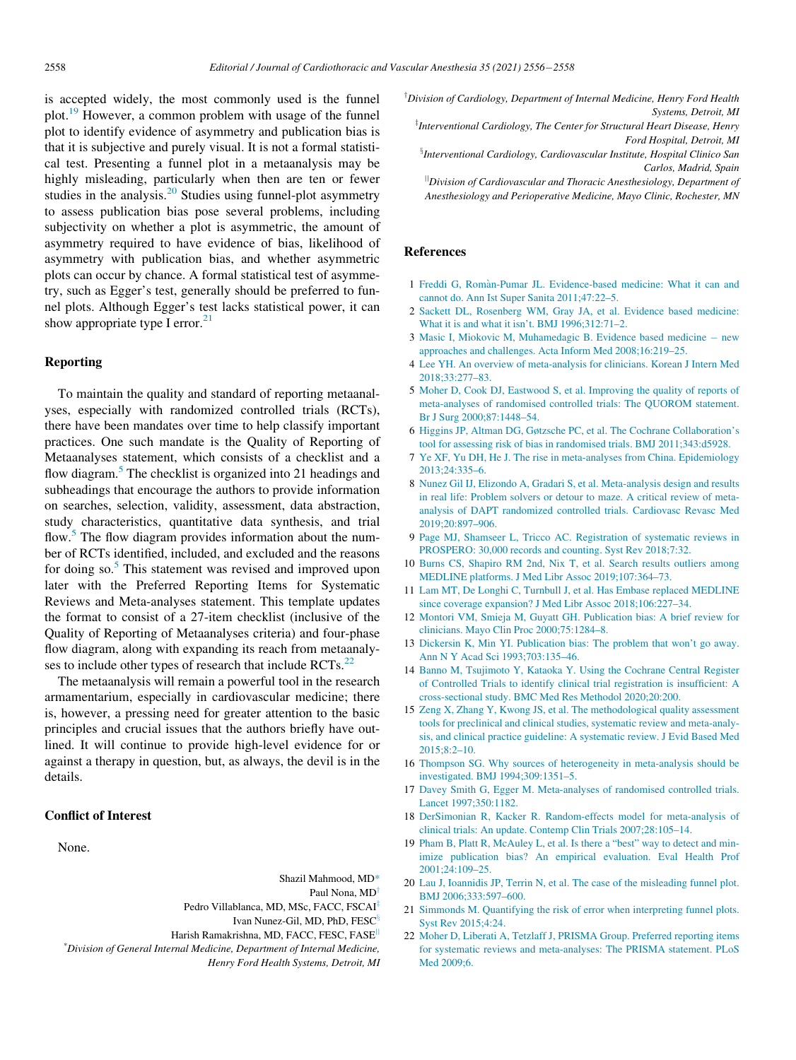is accepted widely, the most commonly used is the funnel plot.[19] However, a common problem with usage of the funnel plot to identify evidence of asymmetry and publication bias is that it is subjective and purely visual. It is not a formal statistical test. Presenting a funnel plot in a metaanalysis may be highly misleading, particularly when then are ten or fewer studies in the analysis.[20] Studies using funnel-plot asymmetry to assess publication bias pose several problems, including subjectivity on whether a plot is asymmetric, the amount of asymmetry required to have evidence of bias, likelihood of asymmetry with publication bias, and whether asymmetric plots can occur by chance. A formal statistical test of asymmetry, such as Egger's test, generally should be preferred to funnel plots. Although Egger's test lacks statistical power, it can show appropriate type I error.[21]

## Reporting

To maintain the quality and standard of reporting metaanalyses, especially with randomized controlled trials (RCTs), there have been mandates over time to help classify important practices. One such mandate is the Quality of Reporting of Metaanalyses statement, which consists of a checklist and a flow diagram.[5] The checklist is organized into 21 headings and subheadings that encourage the authors to provide information on searches, selection, validity, assessment, data abstraction, study characteristics, quantitative data synthesis, and trial flow.[5] The flow diagram provides information about the number of RCTs identified, included, and excluded and the reasons for doing so.[5] This statement was revised and improved upon later with the Preferred Reporting Items for Systematic Reviews and Meta-analyses statement. This template updates the format to consist of a 27-item checklist (inclusive of the Quality of Reporting of Metaanalyses criteria) and four-phase flow diagram, along with expanding its reach from metaanalyses to include other types of research that include RCTs.[22]

The metaanalysis will remain a powerful tool in the research armamentarium, especially in cardiovascular medicine; there is, however, a pressing need for greater attention to the basic principles and crucial issues that the authors briefly have outlined. It will continue to provide high-level evidence for or against a therapy in question, but, as always, the devil is in the details.

## Conflict of Interest

None.

Shazil Mahmood, MD[*]
Paul Nona, MD[†]
Pedro Villablanca, MD, MSc, FACC, FSCAI[‡]
Ivan Nunez-Gil, MD, PhD, FESC[§]
Harish Ramakrishna, MD, FACC, FESC, FASE[||]

[*]*Division of General Internal Medicine, Department of Internal Medicine, Henry Ford Health Systems, Detroit, MI*

[†]*Division of Cardiology, Department of Internal Medicine, Henry Ford Health Systems, Detroit, MI*

[‡]*Interventional Cardiology, The Center for Structural Heart Disease, Henry Ford Hospital, Detroit, MI*

[§]*Interventional Cardiology, Cardiovascular Institute, Hospital Clinico San Carlos, Madrid, Spain*

[||]*Division of Cardiovascular and Thoracic Anesthesiology, Department of Anesthesiology and Perioperative Medicine, Mayo Clinic, Rochester, MN*

## References

1. Freddi G, Romàn-Pumar JL. Evidence-based medicine: What it can and cannot do. Ann Ist Super Sanita 2011;47:22–5.
2. Sackett DL, Rosenberg WM, Gray JA, et al. Evidence based medicine: What it is and what it isn't. BMJ 1996;312:71–2.
3. Masic I, Miokovic M, Muhamedagic B. Evidence based medicine – new approaches and challenges. Acta Inform Med 2008;16:219–25.
4. Lee YH. An overview of meta-analysis for clinicians. Korean J Intern Med 2018;33:277–83.
5. Moher D, Cook DJ, Eastwood S, et al. Improving the quality of reports of meta-analyses of randomised controlled trials: The QUOROM statement. Br J Surg 2000;87:1448–54.
6. Higgins JP, Altman DG, Gøtzsche PC, et al. The Cochrane Collaboration's tool for assessing risk of bias in randomised trials. BMJ 2011;343:d5928.
7. Ye XF, Yu DH, He J. The rise in meta-analyses from China. Epidemiology 2013;24:335–6.
8. Nunez Gil IJ, Elizondo A, Gradari S, et al. Meta-analysis design and results in real life: Problem solvers or detour to maze. A critical review of meta-analysis of DAPT randomized controlled trials. Cardiovasc Revasc Med 2019;20:897–906.
9. Page MJ, Shamseer L, Tricco AC. Registration of systematic reviews in PROSPERO: 30,000 records and counting. Syst Rev 2018;7:32.
10. Burns CS, Shapiro RM 2nd, Nix T, et al. Search results outliers among MEDLINE platforms. J Med Libr Assoc 2019;107:364–73.
11. Lam MT, De Longhi C, Turnbull J, et al. Has Embase replaced MEDLINE since coverage expansion? J Med Libr Assoc 2018;106:227–34.
12. Montori VM, Smieja M, Guyatt GH. Publication bias: A brief review for clinicians. Mayo Clin Proc 2000;75:1284–8.
13. Dickersin K, Min YI. Publication bias: The problem that won't go away. Ann N Y Acad Sci 1993;703:135–46.
14. Banno M, Tsujimoto Y, Kataoka Y. Using the Cochrane Central Register of Controlled Trials to identify clinical trial registration is insufficient: A cross-sectional study. BMC Med Res Methodol 2020;20:200.
15. Zeng X, Zhang Y, Kwong JS, et al. The methodological quality assessment tools for preclinical and clinical studies, systematic review and meta-analysis, and clinical practice guideline: A systematic review. J Evid Based Med 2015;8:2–10.
16. Thompson SG. Why sources of heterogeneity in meta-analysis should be investigated. BMJ 1994;309:1351–5.
17. Davey Smith G, Egger M. Meta-analyses of randomised controlled trials. Lancet 1997;350:1182.
18. DerSimonian R, Kacker R. Random-effects model for meta-analysis of clinical trials: An update. Contemp Clin Trials 2007;28:105–14.
19. Pham B, Platt R, McAuley L, et al. Is there a "best" way to detect and minimize publication bias? An empirical evaluation. Eval Health Prof 2001;24:109–25.
20. Lau J, Ioannidis JP, Terrin N, et al. The case of the misleading funnel plot. BMJ 2006;333:597–600.
21. Simmonds M. Quantifying the risk of error when interpreting funnel plots. Syst Rev 2015;4:24.
22. Moher D, Liberati A, Tetzlaff J, PRISMA Group. Preferred reporting items for systematic reviews and meta-analyses: The PRISMA statement. PLoS Med 2009;6.